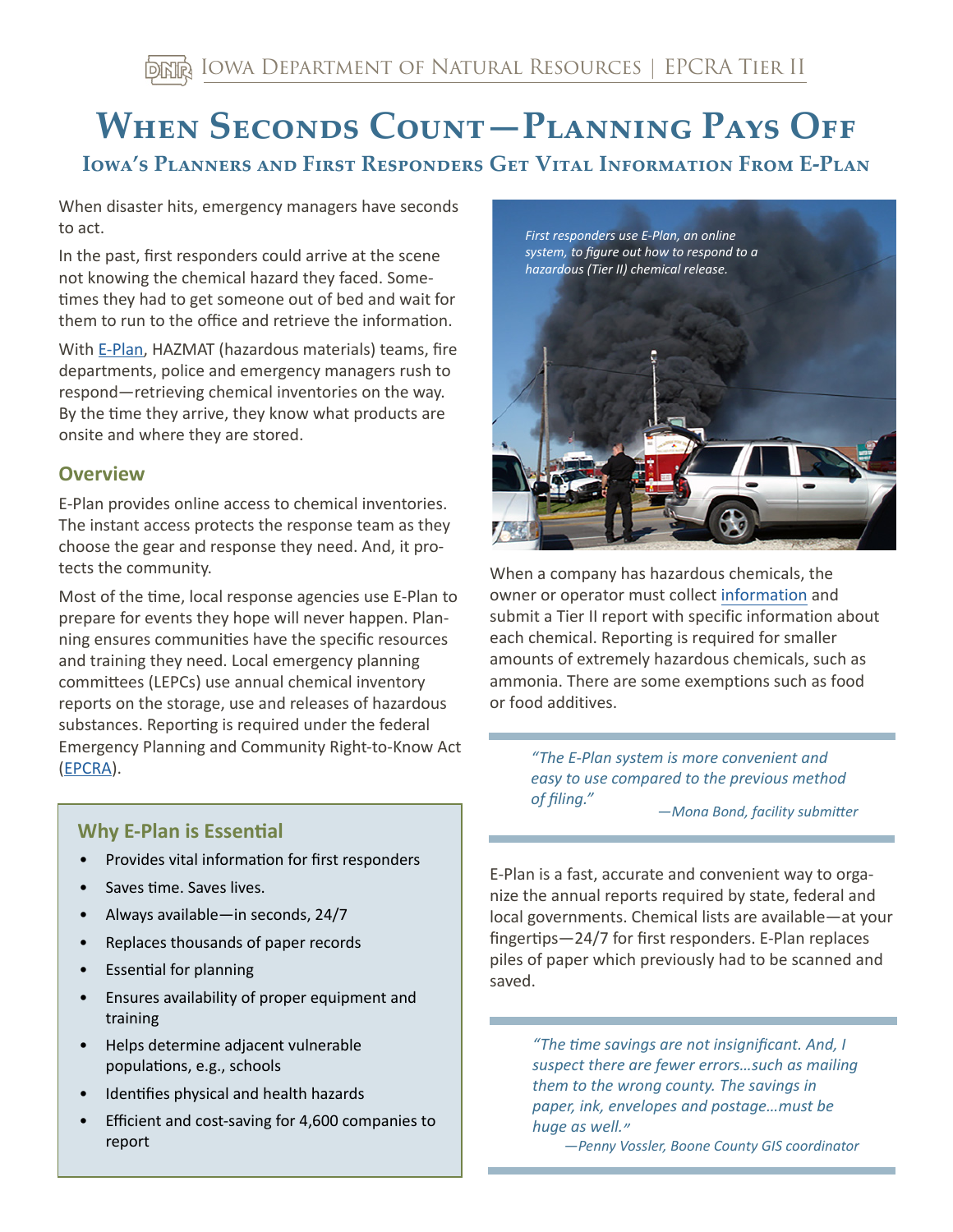# When Seconds Count—Planning Pays Off

## Iowa's Planners and First Responders Get Vital Information From E-Plan

When disaster hits, emergency managers have seconds to act.

In the past, first responders could arrive at the scene not knowing the chemical hazard they faced. Sometimes they had to get someone out of bed and wait for them to run to the office and retrieve the information.

With E-Plan, HAZMAT (hazardous materials) teams, fire departments, police and emergency managers rush to respond—retrieving chemical inventories on the way. By the time they arrive, they know what products are onsite and where they are stored.

### Overview

E-Plan provides online access to chemical inventories. The instant access protects the response team as they choose the gear and response they need. And, it protects the community.

Most of the time, local response agencies use E-Plan to prepare for events they hope will never happen. Planning ensures communities have the specific resources and training they need. Local emergency planning committees (LEPCs) use annual chemical inventory reports on the storage, use and releases of hazardous substances. Reporting is required under the federal Emergency Planning and Community Right-to-Know Act (EPCRA).

### Why E-Plan is Essential

- Provides vital information for first responders
- Saves time. Saves lives.
- Always available—in seconds, 24/7
- Replaces thousands of paper records
- Essential for planning
- Ensures availability of proper equipment and training
- Helps determine adjacent vulnerable populations, e.g., schools
- Identifies physical and health hazards
- Efficient and cost-saving for 4,600 companies to report

*First responders use E-Plan, an online system, to figure out how to respond to a hazardous (Tier II) chemical release.*

When a company has hazardous chemicals, the owner or operator must collect information and submit a Tier II report with specific information about each chemical. Reporting is required for smaller amounts of extremely hazardous chemicals, such as ammonia. There are some exemptions such as food or food additives.

> *"The E-Plan system is more convenient and easy to use compared to the previous method of filing."*
>
> *—Mona Bond, facility submitter*

E-Plan is a fast, accurate and convenient way to organize the annual reports required by state, federal and local governments. Chemical lists are available—at your fingertips—24/7 for first responders. E-Plan replaces piles of paper which previously had to be scanned and saved.

> *"The time savings are not insignificant. And, I suspect there are fewer errors…such as mailing them to the wrong county. The savings in paper, ink, envelopes and postage…must be huge as well."*
>
> *—Penny Vossler, Boone County GIS coordinator*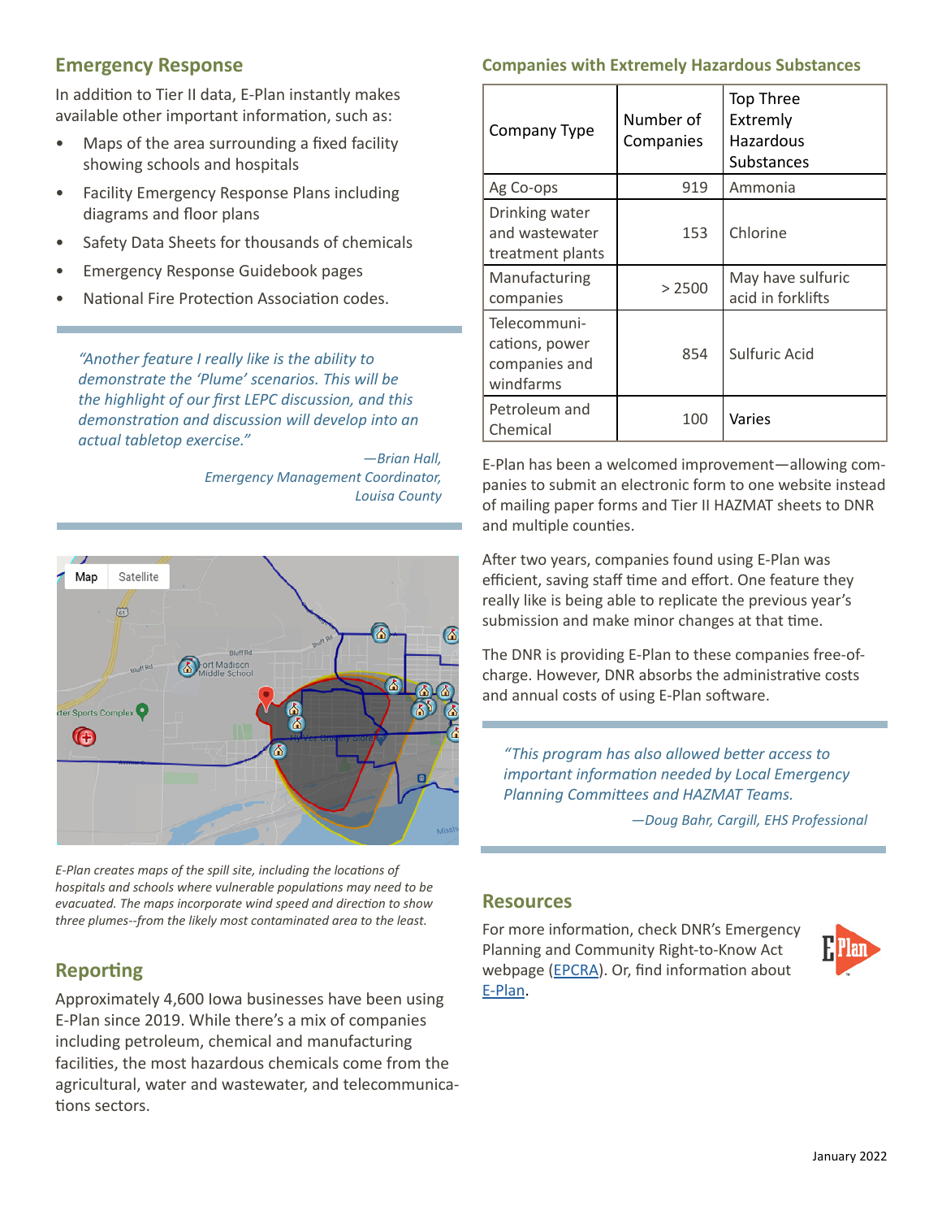## Emergency Response

In addition to Tier II data, E-Plan instantly makes available other important information, such as:

- Maps of the area surrounding a fixed facility showing schools and hospitals
- Facility Emergency Response Plans including diagrams and floor plans
- Safety Data Sheets for thousands of chemicals
- Emergency Response Guidebook pages
- National Fire Protection Association codes.

> *"Another feature I really like is the ability to demonstrate the 'Plume' scenarios. This will be the highlight of our first LEPC discussion, and this demonstration and discussion will develop into an actual tabletop exercise."*
>
> *—Brian Hall, Emergency Management Coordinator, Louisa County*

*E-Plan creates maps of the spill site, including the locations of hospitals and schools where vulnerable populations may need to be evacuated. The maps incorporate wind speed and direction to show three plumes--from the likely most contaminated area to the least.*

## Reporting

Approximately 4,600 Iowa businesses have been using E-Plan since 2019. While there's a mix of companies including petroleum, chemical and manufacturing facilities, the most hazardous chemicals come from the agricultural, water and wastewater, and telecommunications sectors.

### Companies with Extremely Hazardous Substances

| Company Type | Number of Companies | Top Three Extremly Hazardous Substances |
|---|---|---|
| Ag Co-ops | 919 | Ammonia |
| Drinking water and wastewater treatment plants | 153 | Chlorine |
| Manufacturing companies | > 2500 | May have sulfuric acid in forklifts |
| Telecommunications, power companies and windfarms | 854 | Sulfuric Acid |
| Petroleum and Chemical | 100 | Varies |

E-Plan has been a welcomed improvement—allowing companies to submit an electronic form to one website instead of mailing paper forms and Tier II HAZMAT sheets to DNR and multiple counties.

After two years, companies found using E-Plan was efficient, saving staff time and effort. One feature they really like is being able to replicate the previous year's submission and make minor changes at that time.

The DNR is providing E-Plan to these companies free-of-charge. However, DNR absorbs the administrative costs and annual costs of using E-Plan software.

> *"This program has also allowed better access to important information needed by Local Emergency Planning Committees and HAZMAT Teams.*
>
> *—Doug Bahr, Cargill, EHS Professional*

## Resources

For more information, check DNR's Emergency Planning and Community Right-to-Know Act webpage (EPCRA). Or, find information about E-Plan.

January 2022